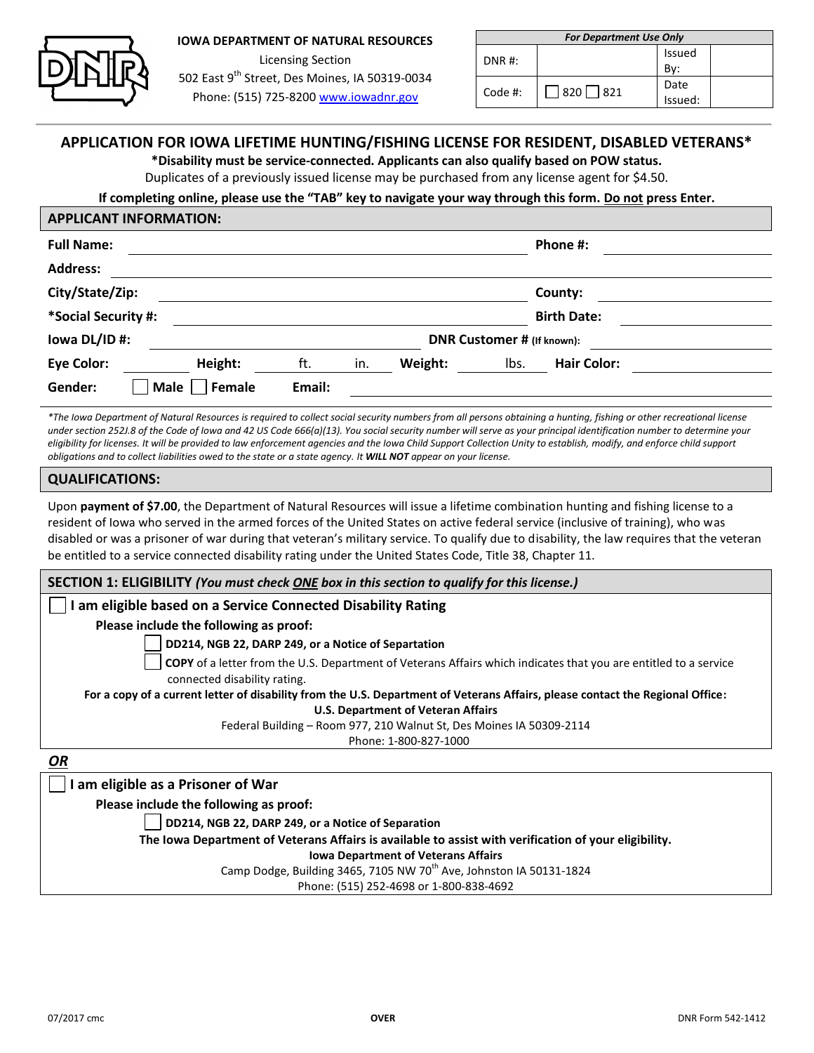**IOWA DEPARTMENT OF NATURAL RESOURCES**

Licensing Section

502 East 9th Street, Des Moines, IA 50319-0034

Phone: (515) 725-8200 www.iowadnr.gov

| *For Department Use Only* | | | |
|---|---|---|---|
| DNR #: | | Issued By: | |
| Code #: | ☐ 820 ☐ 821 | Date Issued: | |

## APPLICATION FOR IOWA LIFETIME HUNTING/FISHING LICENSE FOR RESIDENT, DISABLED VETERANS*

**\*Disability must be service-connected. Applicants can also qualify based on POW status.**

Duplicates of a previously issued license may be purchased from any license agent for $4.50.

**If completing online, please use the "TAB" key to navigate your way through this form. Do not press Enter.**

### APPLICANT INFORMATION:

**Full Name:** ______________________ **Phone #:** ______________

**Address:** ______________________

**City/State/Zip:** ______________________ **County:** ______________

**\*Social Security #:** ______________________ **Birth Date:** ______________

**Iowa DL/ID #:** ______________ **DNR Customer # (If known):** ______________

**Eye Color:** ________ **Height:** ______ ft. ______ in. **Weight:** ______ lbs. **Hair Color:** ______________

**Gender:** ☐ Male ☐ Female **Email:** ______________________

*\*The Iowa Department of Natural Resources is required to collect social security numbers from all persons obtaining a hunting, fishing or other recreational license under section 252J.8 of the Code of Iowa and 42 US Code 666(a)(13). You social security number will serve as your principal identification number to determine your eligibility for licenses. It will be provided to law enforcement agencies and the Iowa Child Support Collection Unity to establish, modify, and enforce child support obligations and to collect liabilities owed to the state or a state agency. It **WILL NOT** appear on your license.*

### QUALIFICATIONS:

Upon **payment of $7.00**, the Department of Natural Resources will issue a lifetime combination hunting and fishing license to a resident of Iowa who served in the armed forces of the United States on active federal service (inclusive of training), who was disabled or was a prisoner of war during that veteran's military service. To qualify due to disability, the law requires that the veteran be entitled to a service connected disability rating under the United States Code, Title 38, Chapter 11.

### SECTION 1: ELIGIBILITY *(You must check ONE box in this section to qualify for this license.)*

☐ **I am eligible based on a Service Connected Disability Rating**

**Please include the following as proof:**

- ☐ **DD214, NGB 22, DARP 249, or a Notice of Separtation**
- ☐ **COPY** of a letter from the U.S. Department of Veterans Affairs which indicates that you are entitled to a service connected disability rating.

**For a copy of a current letter of disability from the U.S. Department of Veterans Affairs, please contact the Regional Office:**

**U.S. Department of Veteran Affairs**

Federal Building – Room 977, 210 Walnut St, Des Moines IA 50309-2114

Phone: 1-800-827-1000

***OR***

☐ **I am eligible as a Prisoner of War**

**Please include the following as proof:**

- ☐ **DD214, NGB 22, DARP 249, or a Notice of Separation**

**The Iowa Department of Veterans Affairs is available to assist with verification of your eligibility.**

**Iowa Department of Veterans Affairs**

Camp Dodge, Building 3465, 7105 NW 70th Ave, Johnston IA 50131-1824

Phone: (515) 252-4698 or 1-800-838-4692

07/2017 cmc **OVER** DNR Form 542-1412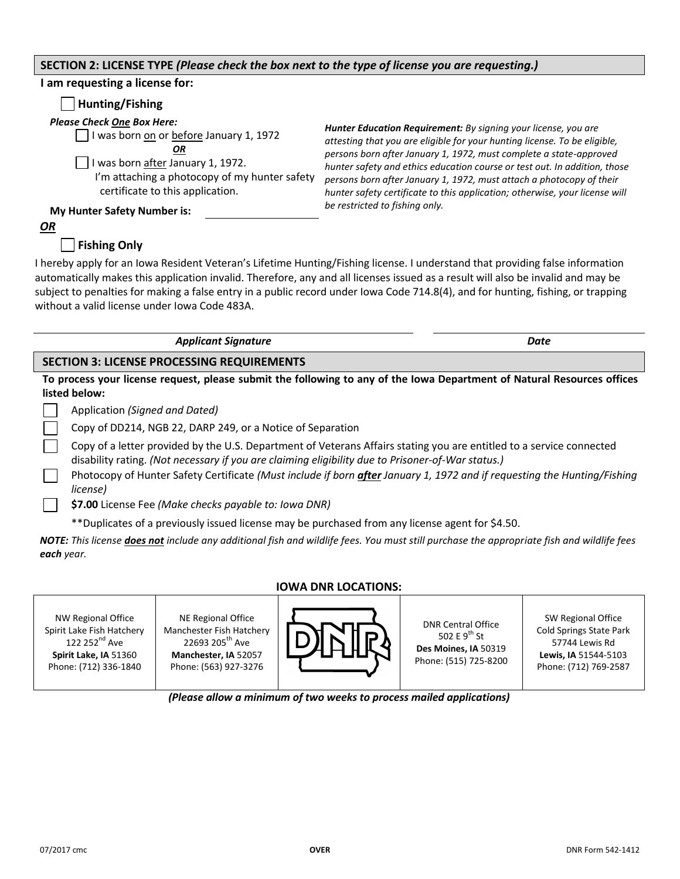## SECTION 2: LICENSE TYPE *(Please check the box next to the type of license you are requesting.)*

**I am requesting a license for:**

☐ **Hunting/Fishing**

*Please Check One Box Here:*

☐ I was born on or before January 1, 1972

*OR*

☐ I was born after January 1, 1972. I'm attaching a photocopy of my hunter safety certificate to this application.

**My Hunter Safety Number is:** ____________________

***Hunter Education Requirement:*** *By signing your license, you are attesting that you are eligible for your hunting license. To be eligible, persons born after January 1, 1972, must complete a state-approved hunter safety and ethics education course or test out. In addition, those persons born after January 1, 1972, must attach a photocopy of their hunter safety certificate to this application; otherwise, your license will be restricted to fishing only.*

***OR***

☐ **Fishing Only**

I hereby apply for an Iowa Resident Veteran's Lifetime Hunting/Fishing license. I understand that providing false information automatically makes this application invalid. Therefore, any and all licenses issued as a result will also be invalid and may be subject to penalties for making a false entry in a public record under Iowa Code 714.8(4), and for hunting, fishing, or trapping without a valid license under Iowa Code 483A.

| | |
|---|---|
| ***Applicant Signature*** | ***Date*** |

## SECTION 3: LICENSE PROCESSING REQUIREMENTS

**To process your license request, please submit the following to any of the Iowa Department of Natural Resources offices listed below:**

- ☐ Application *(Signed and Dated)*
- ☐ Copy of DD214, NGB 22, DARP 249, or a Notice of Separation
- ☐ Copy of a letter provided by the U.S. Department of Veterans Affairs stating you are entitled to a service connected disability rating. *(Not necessary if you are claiming eligibility due to Prisoner-of-War status.)*
- ☐ Photocopy of Hunter Safety Certificate *(Must include if born **after** January 1, 1972 and if requesting the Hunting/Fishing license)*
- ☐ **$7.00** License Fee *(Make checks payable to: Iowa DNR)*

**Duplicates of a previously issued license may be purchased from any license agent for $4.50.

***NOTE:*** *This license **does not** include any additional fish and wildlife fees. You must still purchase the appropriate fish and wildlife fees **each** year.*

### IOWA DNR LOCATIONS:

| | | | | |
|---|---|---|---|---|
| NW Regional Office<br>Spirit Lake Fish Hatchery<br>122 252nd Ave<br>**Spirit Lake, IA** 51360<br>Phone: (712) 336-1840 | NE Regional Office<br>Manchester Fish Hatchery<br>22693 205th Ave<br>**Manchester, IA** 52057<br>Phone: (563) 927-3276 | DNR | DNR Central Office<br>502 E 9th St<br>**Des Moines, IA** 50319<br>Phone: (515) 725-8200 | SW Regional Office<br>Cold Springs State Park<br>57744 Lewis Rd<br>**Lewis, IA** 51544-5103<br>Phone: (712) 769-2587 |

***(Please allow a minimum of two weeks to process mailed applications)***

07/2017 cmc **OVER** DNR Form 542-1412